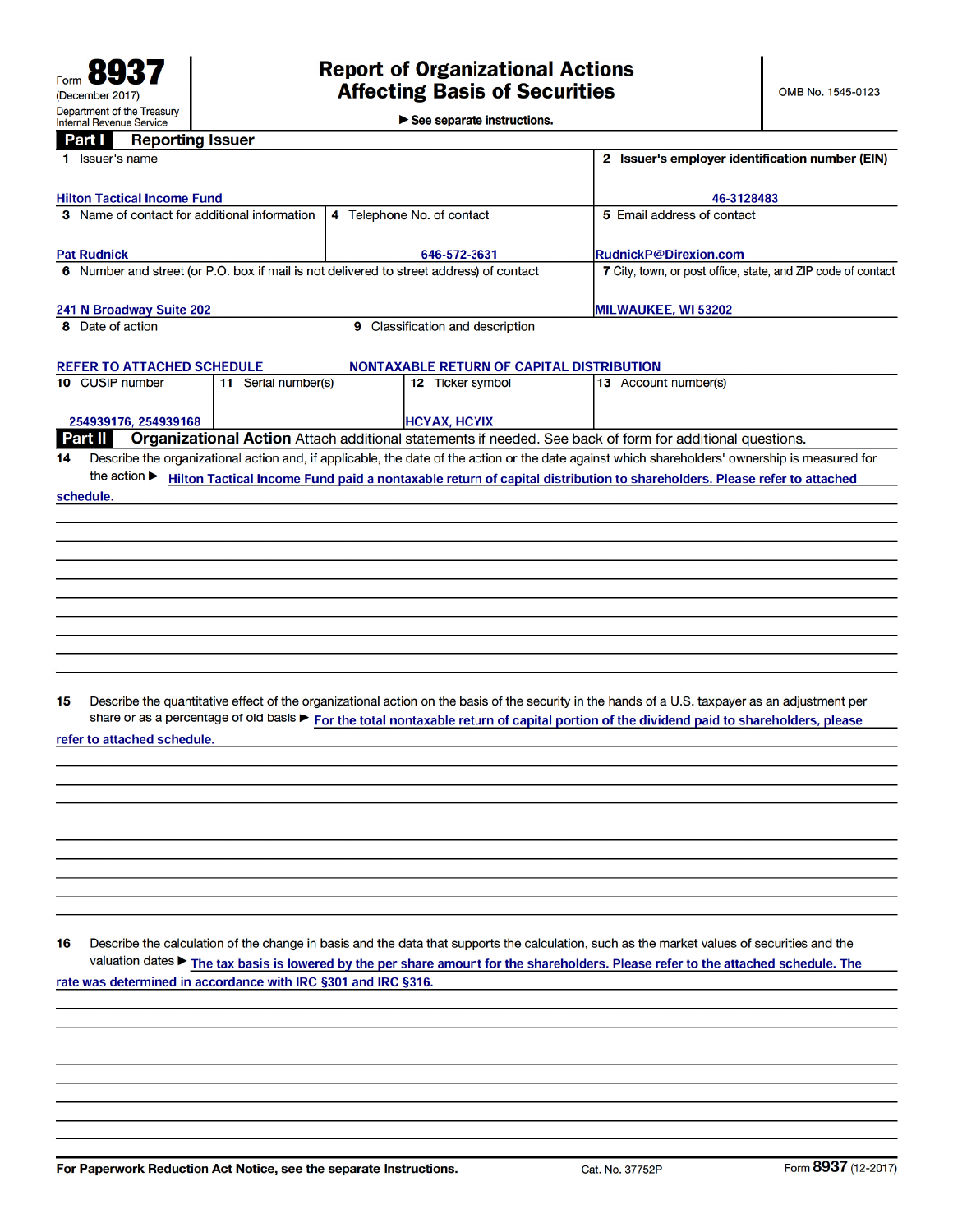Form **8937**
(December 2017)
Department of the Treasury
Internal Revenue Service

# Report of Organizational Actions Affecting Basis of Securities

▶ See separate instructions.

OMB No. 1545-0123

## Part I Reporting Issuer

| 1 Issuer's name | | | 2 Issuer's employer identification number (EIN) |
|---|---|---|---|
| Hilton Tactical Income Fund | | | 46-3128483 |
| 3 Name of contact for additional information | 4 Telephone No. of contact | | 5 Email address of contact |
| Pat Rudnick | 646-572-3631 | | RudnickP@Direxion.com |
| 6 Number and street (or P.O. box if mail is not delivered to street address) of contact | | | 7 City, town, or post office, state, and ZIP code of contact |
| 241 N Broadway Suite 202 | | | MILWAUKEE, WI 53202 |
| 8 Date of action | 9 Classification and description | | |
| REFER TO ATTACHED SCHEDULE | NONTAXABLE RETURN OF CAPITAL DISTRIBUTION | | |
| 10 CUSIP number | 11 Serial number(s) | 12 Ticker symbol | 13 Account number(s) |
| 254939176, 254939168 | | HCYAX, HCYIX | |

## Part II Organizational Action

Attach additional statements if needed. See back of form for additional questions.

**14** Describe the organizational action and, if applicable, the date of the action or the date against which shareholders' ownership is measured for the action ▶ Hilton Tactical Income Fund paid a nontaxable return of capital distribution to shareholders. Please refer to attached schedule.

**15** Describe the quantitative effect of the organizational action on the basis of the security in the hands of a U.S. taxpayer as an adjustment per share or as a percentage of old basis ▶ For the total nontaxable return of capital portion of the dividend paid to shareholders, please refer to attached schedule.

**16** Describe the calculation of the change in basis and the data that supports the calculation, such as the market values of securities and the valuation dates ▶ The tax basis is lowered by the per share amount for the shareholders. Please refer to the attached schedule. The rate was determined in accordance with IRC §301 and IRC §316.

**For Paperwork Reduction Act Notice, see the separate Instructions.** Cat. No. 37752P Form **8937** (12-2017)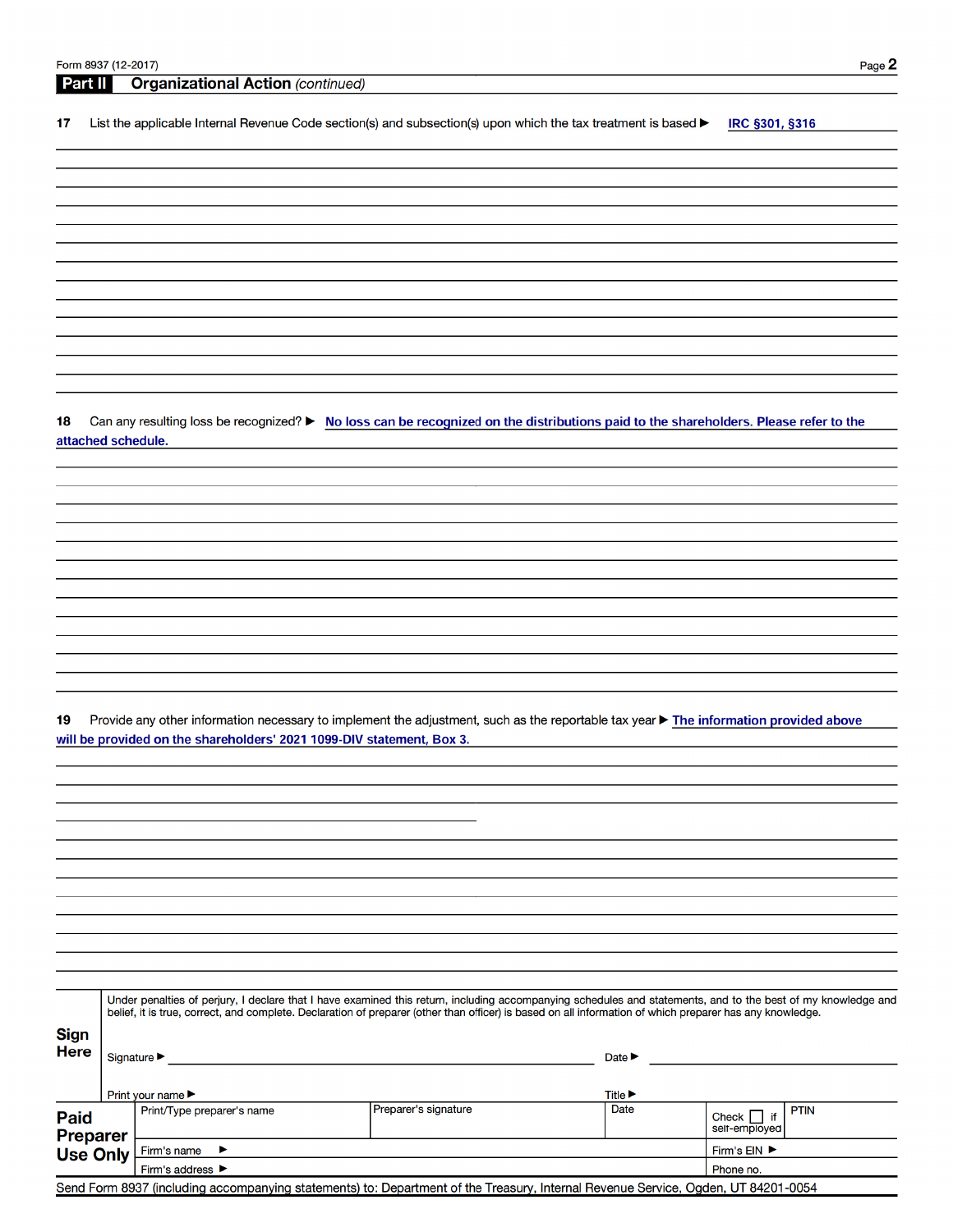Form 8937 (12-2017)

## Part II Organizational Action *(continued)*

**17** List the applicable Internal Revenue Code section(s) and subsection(s) upon which the tax treatment is based ▶ IRC §301, §316

**18** Can any resulting loss be recognized? ▶ No loss can be recognized on the distributions paid to the shareholders. Please refer to the attached schedule.

**19** Provide any other information necessary to implement the adjustment, such as the reportable tax year ▶ The information provided above will be provided on the shareholders' 2021 1099-DIV statement, Box 3.

**Sign Here**

Under penalties of perjury, I declare that I have examined this return, including accompanying schedules and statements, and to the best of my knowledge and belief, it is true, correct, and complete. Declaration of preparer (other than officer) is based on all information of which preparer has any knowledge.

Signature ▶ Date ▶

Print your name ▶ Title ▶

**Paid Preparer Use Only**

| Print/Type preparer's name | Preparer's signature | Date | Check ☐ if self-employed | PTIN |
|---|---|---|---|---|
| Firm's name ▶ | | | Firm's EIN ▶ | |
| Firm's address ▶ | | | Phone no. | |

Send Form 8937 (including accompanying statements) to: Department of the Treasury, Internal Revenue Service, Ogden, UT 84201-0054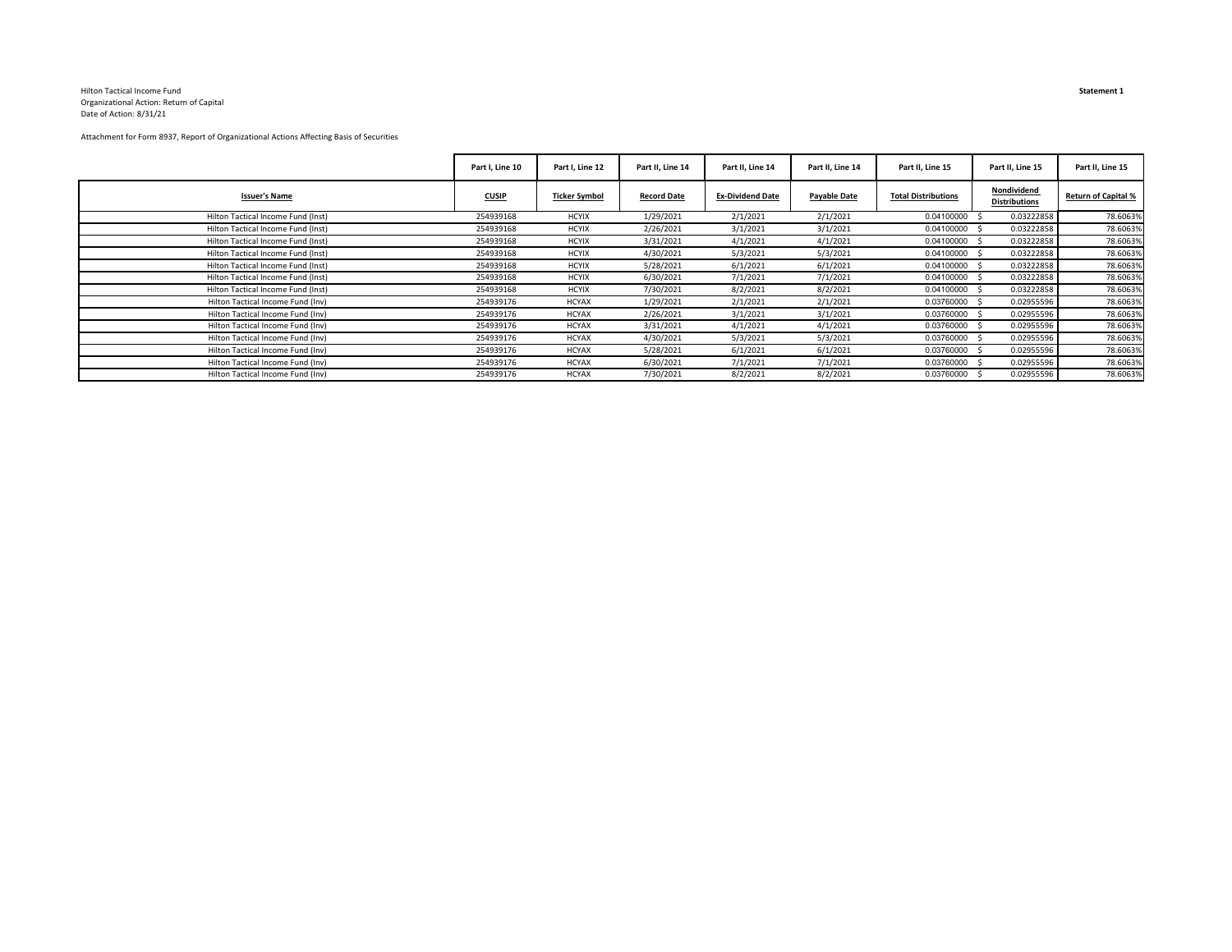Hilton Tactical Income Fund
Organizational Action: Return of Capital
Date of Action: 8/31/21

**Statement 1**

Attachment for Form 8937, Report of Organizational Actions Affecting Basis of Securities

| | Part I, Line 10 | Part I, Line 12 | Part II, Line 14 | Part II, Line 14 | Part II, Line 14 | Part II, Line 15 | Part II, Line 15 | Part II, Line 15 |
|---|---|---|---|---|---|---|---|---|
| **Issuer's Name** | **CUSIP** | **Ticker Symbol** | **Record Date** | **Ex-Dividend Date** | **Payable Date** | **Total Distributions** | **Nondividend Distributions** | **Return of Capital %** |
| Hilton Tactical Income Fund (Inst) | 254939168 | HCYIX | 1/29/2021 | 2/1/2021 | 2/1/2021 | 0.04100000 | $ 0.03222858 | 78.6063% |
| Hilton Tactical Income Fund (Inst) | 254939168 | HCYIX | 2/26/2021 | 3/1/2021 | 3/1/2021 | 0.04100000 | $ 0.03222858 | 78.6063% |
| Hilton Tactical Income Fund (Inst) | 254939168 | HCYIX | 3/31/2021 | 4/1/2021 | 4/1/2021 | 0.04100000 | $ 0.03222858 | 78.6063% |
| Hilton Tactical Income Fund (Inst) | 254939168 | HCYIX | 4/30/2021 | 5/3/2021 | 5/3/2021 | 0.04100000 | $ 0.03222858 | 78.6063% |
| Hilton Tactical Income Fund (Inst) | 254939168 | HCYIX | 5/28/2021 | 6/1/2021 | 6/1/2021 | 0.04100000 | $ 0.03222858 | 78.6063% |
| Hilton Tactical Income Fund (Inst) | 254939168 | HCYIX | 6/30/2021 | 7/1/2021 | 7/1/2021 | 0.04100000 | $ 0.03222858 | 78.6063% |
| Hilton Tactical Income Fund (Inst) | 254939168 | HCYIX | 7/30/2021 | 8/2/2021 | 8/2/2021 | 0.04100000 | $ 0.03222858 | 78.6063% |
| Hilton Tactical Income Fund (Inv) | 254939176 | HCYAX | 1/29/2021 | 2/1/2021 | 2/1/2021 | 0.03760000 | $ 0.02955596 | 78.6063% |
| Hilton Tactical Income Fund (Inv) | 254939176 | HCYAX | 2/26/2021 | 3/1/2021 | 3/1/2021 | 0.03760000 | $ 0.02955596 | 78.6063% |
| Hilton Tactical Income Fund (Inv) | 254939176 | HCYAX | 3/31/2021 | 4/1/2021 | 4/1/2021 | 0.03760000 | $ 0.02955596 | 78.6063% |
| Hilton Tactical Income Fund (Inv) | 254939176 | HCYAX | 4/30/2021 | 5/3/2021 | 5/3/2021 | 0.03760000 | $ 0.02955596 | 78.6063% |
| Hilton Tactical Income Fund (Inv) | 254939176 | HCYAX | 5/28/2021 | 6/1/2021 | 6/1/2021 | 0.03760000 | $ 0.02955596 | 78.6063% |
| Hilton Tactical Income Fund (Inv) | 254939176 | HCYAX | 6/30/2021 | 7/1/2021 | 7/1/2021 | 0.03760000 | $ 0.02955596 | 78.6063% |
| Hilton Tactical Income Fund (Inv) | 254939176 | HCYAX | 7/30/2021 | 8/2/2021 | 8/2/2021 | 0.03760000 | $ 0.02955596 | 78.6063% |